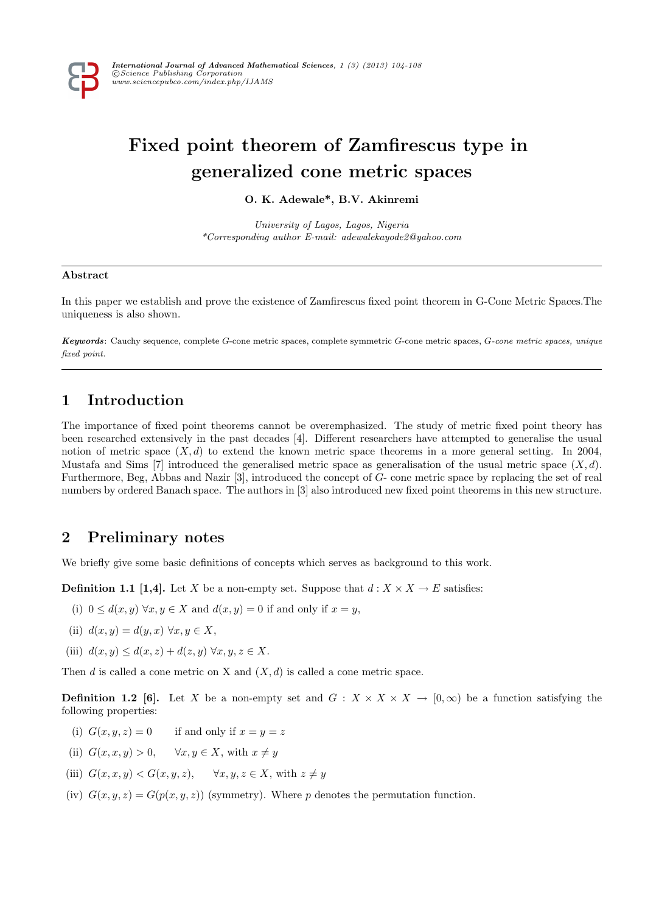# Fixed point theorem of Zamfirescus type in generalized cone metric spaces

**O. K. Adewale\*, B.V. Akinremi**

*University of Lagos, Lagos, Nigeria*
*\*Corresponding author E-mail: adewalekayode2@yahoo.com*

---

**Abstract**

In this paper we establish and prove the existence of Zamfirescus fixed point theorem in G-Cone Metric Spaces.The uniqueness is also shown.

***Keywords***: Cauchy sequence, complete $G$-cone metric spaces, complete symmetric $G$-cone metric spaces, *$G$-cone metric spaces, unique fixed point.*

---

## 1 Introduction

The importance of fixed point theorems cannot be overemphasized. The study of metric fixed point theory has been researched extensively in the past decades [4]. Different researchers have attempted to generalise the usual notion of metric space $(X, d)$ to extend the known metric space theorems in a more general setting. In 2004, Mustafa and Sims [7] introduced the generalised metric space as generalisation of the usual metric space $(X, d)$. Furthermore, Beg, Abbas and Nazir [3], introduced the concept of $G$- cone metric space by replacing the set of real numbers by ordered Banach space. The authors in [3] also introduced new fixed point theorems in this new structure.

## 2 Preliminary notes

We briefly give some basic definitions of concepts which serves as background to this work.

**Definition 1.1 [1,4].** Let $X$ be a non-empty set. Suppose that $d : X \times X \to E$ satisfies:

(i) $0 \leq d(x, y)\ \forall x, y \in X$ and $d(x, y) = 0$ if and only if $x = y$,

(ii) $d(x, y) = d(y, x)\ \forall x, y \in X$,

(iii) $d(x, y) \leq d(x, z) + d(z, y)\ \forall x, y, z \in X$.

Then $d$ is called a cone metric on X and $(X, d)$ is called a cone metric space.

**Definition 1.2 [6].** Let $X$ be a non-empty set and $G : X \times X \times X \to [0, \infty)$ be a function satisfying the following properties:

(i) $G(x, y, z) = 0$ if and only if $x = y = z$

(ii) $G(x, x, y) > 0, \quad \forall x, y \in X$, with $x \neq y$

(iii) $G(x, x, y) < G(x, y, z), \quad \forall x, y, z \in X$, with $z \neq y$

(iv) $G(x, y, z) = G(p(x, y, z))$ (symmetry). Where $p$ denotes the permutation function.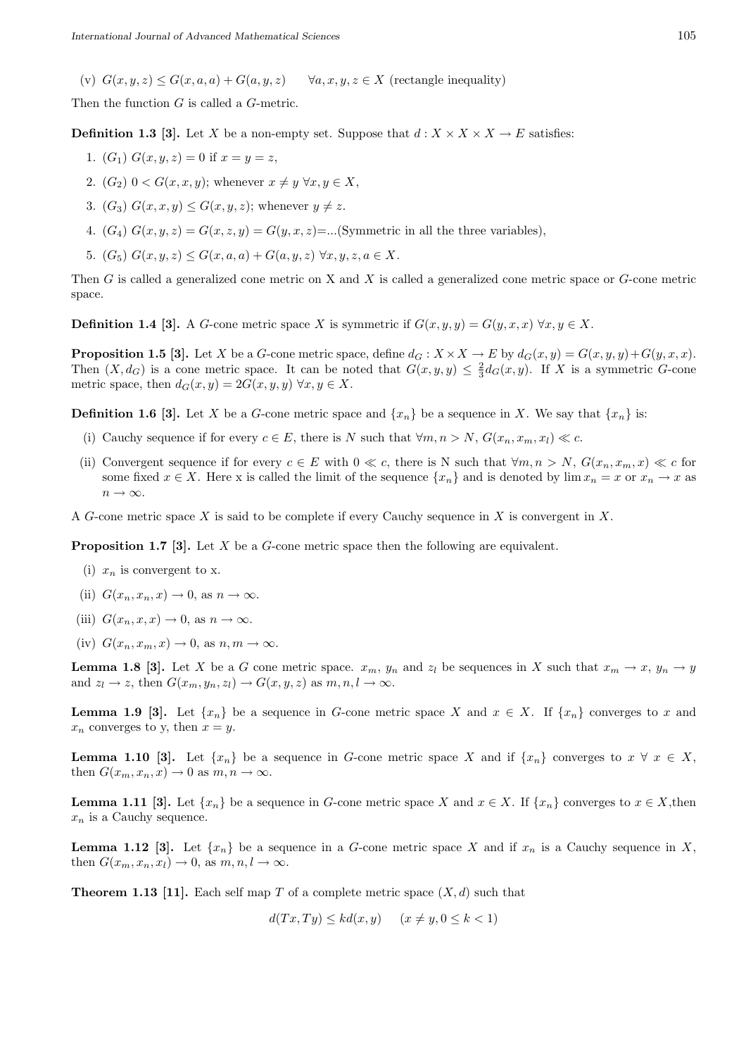(v) $G(x, y, z) \leq G(x, a, a) + G(a, y, z) \quad \forall a, x, y, z \in X$ (rectangle inequality)

Then the function $G$ is called a $G$-metric.

**Definition 1.3 [3].** Let $X$ be a non-empty set. Suppose that $d : X \times X \times X \to E$ satisfies:

1. $(G_1)$ $G(x, y, z) = 0$ if $x = y = z$,
2. $(G_2)$ $0 < G(x, x, y)$; whenever $x \neq y$ $\forall x, y \in X$,
3. $(G_3)$ $G(x, x, y) \leq G(x, y, z)$; whenever $y \neq z$.
4. $(G_4)$ $G(x, y, z) = G(x, z, y) = G(y, x, z)$=...(Symmetric in all the three variables),
5. $(G_5)$ $G(x, y, z) \leq G(x, a, a) + G(a, y, z)$ $\forall x, y, z, a \in X$.

Then $G$ is called a generalized cone metric on X and $X$ is called a generalized cone metric space or $G$-cone metric space.

**Definition 1.4 [3].** A $G$-cone metric space $X$ is symmetric if $G(x, y, y) = G(y, x, x)$ $\forall x, y \in X$.

**Proposition 1.5 [3].** Let $X$ be a $G$-cone metric space, define $d_G : X \times X \to E$ by $d_G(x, y) = G(x, y, y) + G(y, x, x)$. Then $(X, d_G)$ is a cone metric space. It can be noted that $G(x, y, y) \leq \frac{2}{3} d_G(x, y)$. If $X$ is a symmetric $G$-cone metric space, then $d_G(x, y) = 2G(x, y, y)$ $\forall x, y \in X$.

**Definition 1.6 [3].** Let $X$ be a $G$-cone metric space and $\{x_n\}$ be a sequence in $X$. We say that $\{x_n\}$ is:

(i) Cauchy sequence if for every $c \in E$, there is $N$ such that $\forall m, n > N$, $G(x_n, x_m, x_l) \ll c$.

(ii) Convergent sequence if for every $c \in E$ with $0 \ll c$, there is N such that $\forall m, n > N$, $G(x_n, x_m, x) \ll c$ for some fixed $x \in X$. Here x is called the limit of the sequence $\{x_n\}$ and is denoted by $\lim x_n = x$ or $x_n \to x$ as $n \to \infty$.

A $G$-cone metric space $X$ is said to be complete if every Cauchy sequence in $X$ is convergent in $X$.

**Proposition 1.7 [3].** Let $X$ be a $G$-cone metric space then the following are equivalent.

(i) $x_n$ is convergent to x.

(ii) $G(x_n, x_n, x) \to 0$, as $n \to \infty$.

(iii) $G(x_n, x, x) \to 0$, as $n \to \infty$.

(iv) $G(x_n, x_m, x) \to 0$, as $n, m \to \infty$.

**Lemma 1.8 [3].** Let $X$ be a $G$ cone metric space. $x_m$, $y_n$ and $z_l$ be sequences in $X$ such that $x_m \to x$, $y_n \to y$ and $z_l \to z$, then $G(x_m, y_n, z_l) \to G(x, y, z)$ as $m, n, l \to \infty$.

**Lemma 1.9 [3].** Let $\{x_n\}$ be a sequence in $G$-cone metric space $X$ and $x \in X$. If $\{x_n\}$ converges to $x$ and $x_n$ converges to y, then $x = y$.

**Lemma 1.10 [3].** Let $\{x_n\}$ be a sequence in $G$-cone metric space $X$ and if $\{x_n\}$ converges to $x$ $\forall$ $x \in X$, then $G(x_m, x_n, x) \to 0$ as $m, n \to \infty$.

**Lemma 1.11 [3].** Let $\{x_n\}$ be a sequence in $G$-cone metric space $X$ and $x \in X$. If $\{x_n\}$ converges to $x \in X$,then $x_n$ is a Cauchy sequence.

**Lemma 1.12 [3].** Let $\{x_n\}$ be a sequence in a $G$-cone metric space $X$ and if $x_n$ is a Cauchy sequence in $X$, then $G(x_m, x_n, x_l) \to 0$, as $m, n, l \to \infty$.

**Theorem 1.13 [11].** Each self map $T$ of a complete metric space $(X, d)$ such that

$$d(Tx, Ty) \leq k d(x, y) \quad (x \neq y, 0 \leq k < 1)$$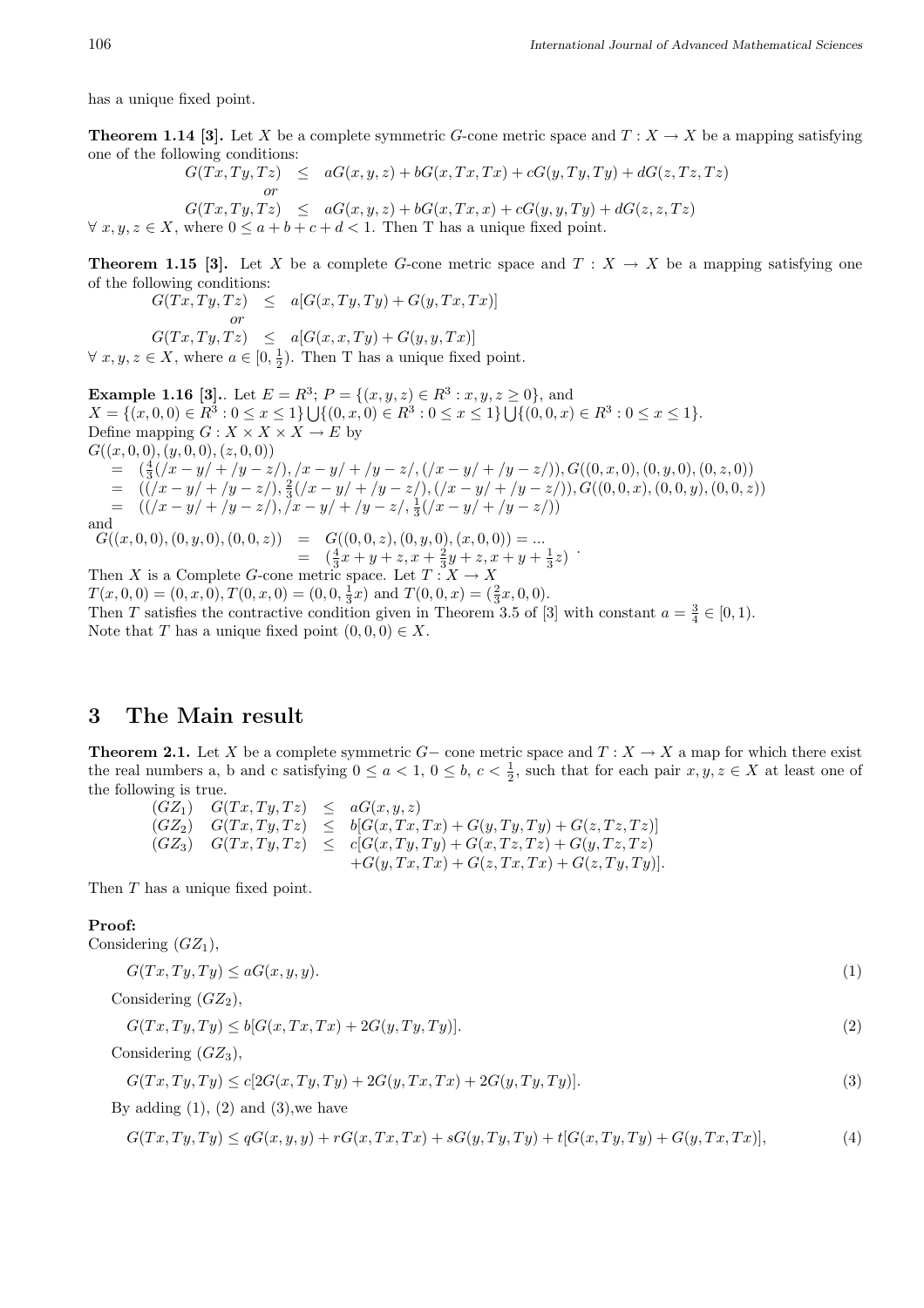has a unique fixed point.

**Theorem 1.14 [3].** Let $X$ be a complete symmetric $G$-cone metric space and $T : X \to X$ be a mapping satisfying one of the following conditions:

$$\begin{aligned} G(Tx, Ty, Tz) &\leq aG(x, y, z) + bG(x, Tx, Tx) + cG(y, Ty, Ty) + dG(z, Tz, Tz) \\ &\quad or \\ G(Tx, Ty, Tz) &\leq aG(x, y, z) + bG(x, Tx, x) + cG(y, y, Ty) + dG(z, z, Tz) \end{aligned}$$

$\forall\ x, y, z \in X$, where $0 \leq a + b + c + d < 1$. Then T has a unique fixed point.

**Theorem 1.15 [3].** Let $X$ be a complete $G$-cone metric space and $T : X \to X$ be a mapping satisfying one of the following conditions:

$$\begin{aligned} G(Tx, Ty, Tz) &\leq a[G(x, Ty, Ty) + G(y, Tx, Tx)] \\ &\quad or \\ G(Tx, Ty, Tz) &\leq a[G(x, x, Ty) + G(y, y, Tx)] \end{aligned}$$

$\forall\ x, y, z \in X$, where $a \in [0, \frac{1}{2})$. Then T has a unique fixed point.

**Example 1.16 [3].**. Let $E = R^3$; $P = \{(x, y, z) \in R^3 : x, y, z \geq 0\}$, and
$X = \{(x, 0, 0) \in R^3 : 0 \leq x \leq 1\} \bigcup \{(0, x, 0) \in R^3 : 0 \leq x \leq 1\} \bigcup \{(0, 0, x) \in R^3 : 0 \leq x \leq 1\}$.
Define mapping $G : X \times X \times X \to E$ by

$$\begin{aligned} &G((x, 0, 0), (y, 0, 0), (z, 0, 0)) \\ &= (\tfrac{4}{3}(/x - y/ + /y - z/), /x - y/ + /y - z/, (/x - y/ + /y - z/)), G((0, x, 0), (0, y, 0), (0, z, 0)) \\ &= ((/x - y/ + /y - z/), \tfrac{2}{3}(/x - y/ + /y - z/), (/x - y/ + /y - z/)), G((0, 0, x), (0, 0, y), (0, 0, z)) \\ &= ((/x - y/ + /y - z/), /x - y/ + /y - z/, \tfrac{1}{3}(/x - y/ + /y - z/)) \end{aligned}$$

and

$$\begin{aligned} G((x, 0, 0), (0, y, 0), (0, 0, z)) &= G((0, 0, z), (0, y, 0), (x, 0, 0)) = \ldots \\ &= (\tfrac{4}{3}x + y + z, x + \tfrac{2}{3}y + z, x + y + \tfrac{1}{3}z) \end{aligned}.$$

Then $X$ is a Complete $G$-cone metric space. Let $T : X \to X$
$T(x, 0, 0) = (0, x, 0), T(0, x, 0) = (0, 0, \frac{1}{3}x)$ and $T(0, 0, x) = (\frac{2}{3}x, 0, 0)$.
Then $T$ satisfies the contractive condition given in Theorem 3.5 of [3] with constant $a = \frac{3}{4} \in [0, 1)$.
Note that $T$ has a unique fixed point $(0, 0, 0) \in X$.

## 3 The Main result

**Theorem 2.1.** Let $X$ be a complete symmetric $G-$ cone metric space and $T : X \to X$ a map for which there exist the real numbers a, b and c satisfying $0 \leq a < 1$, $0 \leq b,\ c < \frac{1}{2}$, such that for each pair $x, y, z \in X$ at least one of the following is true.

$$\begin{aligned} (GZ_1) \quad G(Tx, Ty, Tz) &\leq aG(x, y, z) \\ (GZ_2) \quad G(Tx, Ty, Tz) &\leq b[G(x, Tx, Tx) + G(y, Ty, Ty) + G(z, Tz, Tz)] \\ (GZ_3) \quad G(Tx, Ty, Tz) &\leq c[G(x, Ty, Ty) + G(x, Tz, Tz) + G(y, Tz, Tz) \\ &\quad + G(y, Tx, Tx) + G(z, Tx, Tx) + G(z, Ty, Ty)]. \end{aligned}$$

Then $T$ has a unique fixed point.

**Proof:**
Considering $(GZ_1)$,

$$G(Tx, Ty, Ty) \leq aG(x, y, y). \tag{1}$$

Considering $(GZ_2)$,

$$G(Tx, Ty, Ty) \leq b[G(x, Tx, Tx) + 2G(y, Ty, Ty)]. \tag{2}$$

Considering $(GZ_3)$,

$$G(Tx, Ty, Ty) \leq c[2G(x, Ty, Ty) + 2G(y, Tx, Tx) + 2G(y, Ty, Ty)]. \tag{3}$$

By adding (1), (2) and (3),we have

$$G(Tx, Ty, Ty) \leq qG(x, y, y) + rG(x, Tx, Tx) + sG(y, Ty, Ty) + t[G(x, Ty, Ty) + G(y, Tx, Tx)], \tag{4}$$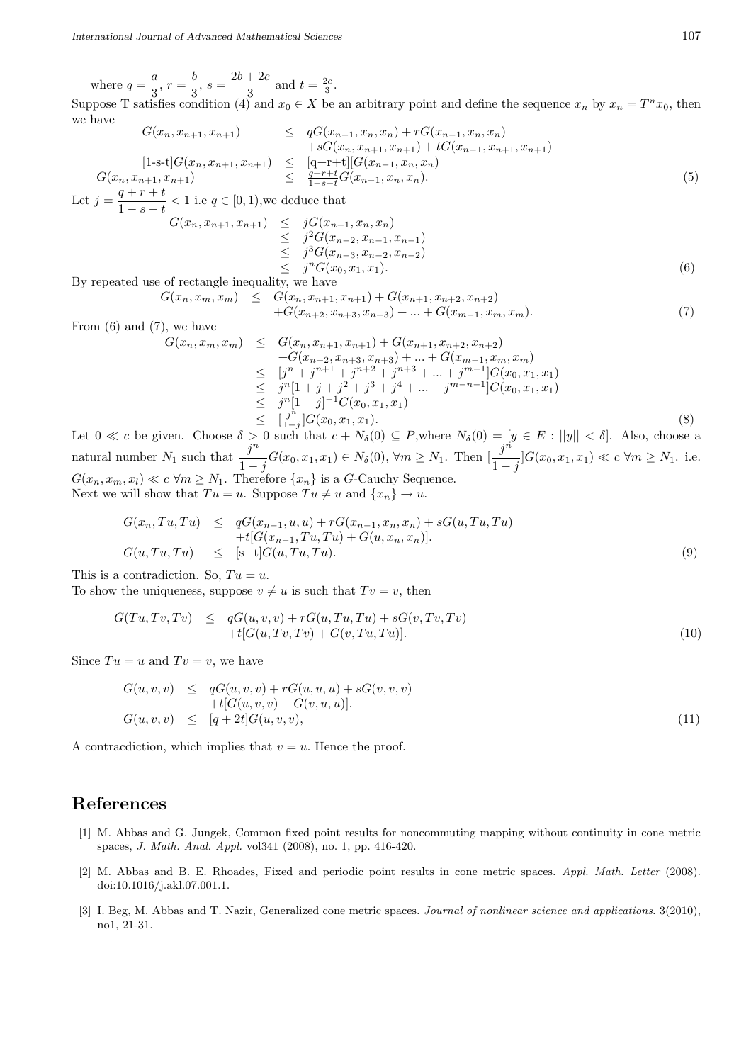where $q = \dfrac{a}{3}$, $r = \dfrac{b}{3}$, $s = \dfrac{2b+2c}{3}$ and $t = \frac{2c}{3}$.

Suppose T satisfies condition (4) and $x_0 \in X$ be an arbitrary point and define the sequence $x_n$ by $x_n = T^n x_0$, then we have

$$\begin{aligned}
G(x_n, x_{n+1}, x_{n+1}) &\leq qG(x_{n-1}, x_n, x_n) + rG(x_{n-1}, x_n, x_n) \\
&\quad + sG(x_n, x_{n+1}, x_{n+1}) + tG(x_{n-1}, x_{n+1}, x_{n+1}) \\
[\text{1-s-t}]G(x_n, x_{n+1}, x_{n+1}) &\leq [\text{q+r+t}][G(x_{n-1}, x_n, x_n) \\
G(x_n, x_{n+1}, x_{n+1}) &\leq \tfrac{q+r+t}{1-s-t} G(x_{n-1}, x_n, x_n).
\end{aligned} \tag{5}$$

Let $j = \dfrac{q+r+t}{1-s-t} < 1$ i.e $q \in [0,1)$,we deduce that

$$\begin{aligned}
G(x_n, x_{n+1}, x_{n+1}) &\leq jG(x_{n-1}, x_n, x_n) \\
&\leq j^2 G(x_{n-2}, x_{n-1}, x_{n-1}) \\
&\leq j^3 G(x_{n-3}, x_{n-2}, x_{n-2}) \\
&\leq j^n G(x_0, x_1, x_1).
\end{aligned} \tag{6}$$

By repeated use of rectangle inequality, we have

$$\begin{aligned}
G(x_n, x_m, x_m) &\leq G(x_n, x_{n+1}, x_{n+1}) + G(x_{n+1}, x_{n+2}, x_{n+2}) \\
&\quad + G(x_{n+2}, x_{n+3}, x_{n+3}) + ... + G(x_{m-1}, x_m, x_m).
\end{aligned} \tag{7}$$

From (6) and (7), we have

$$\begin{aligned}
G(x_n, x_m, x_m) &\leq G(x_n, x_{n+1}, x_{n+1}) + G(x_{n+1}, x_{n+2}, x_{n+2}) \\
&\quad + G(x_{n+2}, x_{n+3}, x_{n+3}) + ... + G(x_{m-1}, x_m, x_m) \\
&\leq [j^n + j^{n+1} + j^{n+2} + j^{n+3} + ... + j^{m-1}]G(x_0, x_1, x_1) \\
&\leq j^n[1 + j + j^2 + j^3 + j^4 + ... + j^{m-n-1}]G(x_0, x_1, x_1) \\
&\leq j^n[1-j]^{-1} G(x_0, x_1, x_1) \\
&\leq [\tfrac{j^n}{1-j}]G(x_0, x_1, x_1).
\end{aligned} \tag{8}$$

Let $0 \ll c$ be given. Choose $\delta > 0$ such that $c + N_\delta(0) \subseteq P$,where $N_\delta(0) = [y \in E : ||y|| < \delta]$. Also, choose a natural number $N_1$ such that $\dfrac{j^n}{1-j} G(x_0, x_1, x_1) \in N_\delta(0)$, $\forall m \geq N_1$. Then $[\dfrac{j^n}{1-j}]G(x_0, x_1, x_1) \ll c \ \forall m \geq N_1$. i.e. $G(x_n, x_m, x_l) \ll c \ \forall m \geq N_1$. Therefore $\{x_n\}$ is a $G$-Cauchy Sequence.

Next we will show that $Tu = u$. Suppose $Tu \neq u$ and $\{x_n\} \to u$.

$$\begin{aligned}
G(x_n, Tu, Tu) &\leq qG(x_{n-1}, u, u) + rG(x_{n-1}, x_n, x_n) + sG(u, Tu, Tu) \\
&\quad + t[G(x_{n-1}, Tu, Tu) + G(u, x_n, x_n)]. \\
G(u, Tu, Tu) &\leq [\text{s+t}]G(u, Tu, Tu).
\end{aligned} \tag{9}$$

This is a contradiction. So, $Tu = u$.

To show the uniqueness, suppose $v \neq u$ is such that $Tv = v$, then

$$\begin{aligned}
G(Tu, Tv, Tv) &\leq qG(u, v, v) + rG(u, Tu, Tu) + sG(v, Tv, Tv) \\
&\quad + t[G(u, Tv, Tv) + G(v, Tu, Tu)].
\end{aligned} \tag{10}$$

Since $Tu = u$ and $Tv = v$, we have

$$\begin{aligned}
G(u, v, v) &\leq qG(u, v, v) + rG(u, u, u) + sG(v, v, v) \\
&\quad + t[G(u, v, v) + G(v, u, u)]. \\
G(u, v, v) &\leq [q + 2t]G(u, v, v),
\end{aligned} \tag{11}$$

A contracdiction, which implies that $v = u$. Hence the proof.

## References

[1] M. Abbas and G. Jungek, Common fixed point results for noncommuting mapping without continuity in cone metric spaces, *J. Math. Anal. Appl.* vol341 (2008), no. 1, pp. 416-420.

[2] M. Abbas and B. E. Rhoades, Fixed and periodic point results in cone metric spaces. *Appl. Math. Letter* (2008). doi:10.1016/j.akl.07.001.1.

[3] I. Beg, M. Abbas and T. Nazir, Generalized cone metric spaces. *Journal of nonlinear science and applications*. 3(2010), no1, 21-31.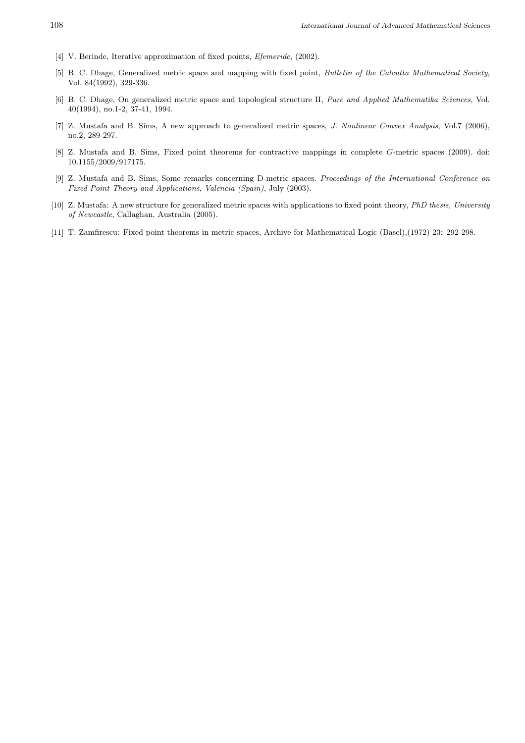[4] V. Berinde, Iterative approximation of fixed points, *Efemeride*, (2002).

[5] B. C. Dhage, Generalized metric space and mapping with fixed point, *Bulletin of the Calcutta Mathematical Society*, Vol. 84(1992), 329-336.

[6] B. C. Dhage, On generalized metric space and topological structure II, *Pure and Applied Mathematika Sciences*, Vol. 40(1994), no.1-2, 37-41, 1994.

[7] Z. Mustafa and B. Sims, A new approach to generalized metric spaces, *J. Nonlinear Convex Analysis*, Vol.7 (2006), no.2, 289-297.

[8] Z. Mustafa and B. Sims, Fixed point theorems for contractive mappings in complete $G$-metric spaces (2009). doi: 10.1155/2009/917175.

[9] Z. Mustafa and B. Sims, Some remarks concerning D-metric spaces. *Proceedings of the International Conference on Fixed Point Theory and Applications*, *Valencia (Spain)*, July (2003).

[10] Z. Mustafa: A new structure for generalized metric spaces with applications to fixed point theory, *PhD thesis, University of Newcastle*, Callaghan, Australia (2005).

[11] T. Zamfirescu: Fixed point theorems in metric spaces, Archive for Mathematical Logic (Basel),(1972) 23: 292-298.